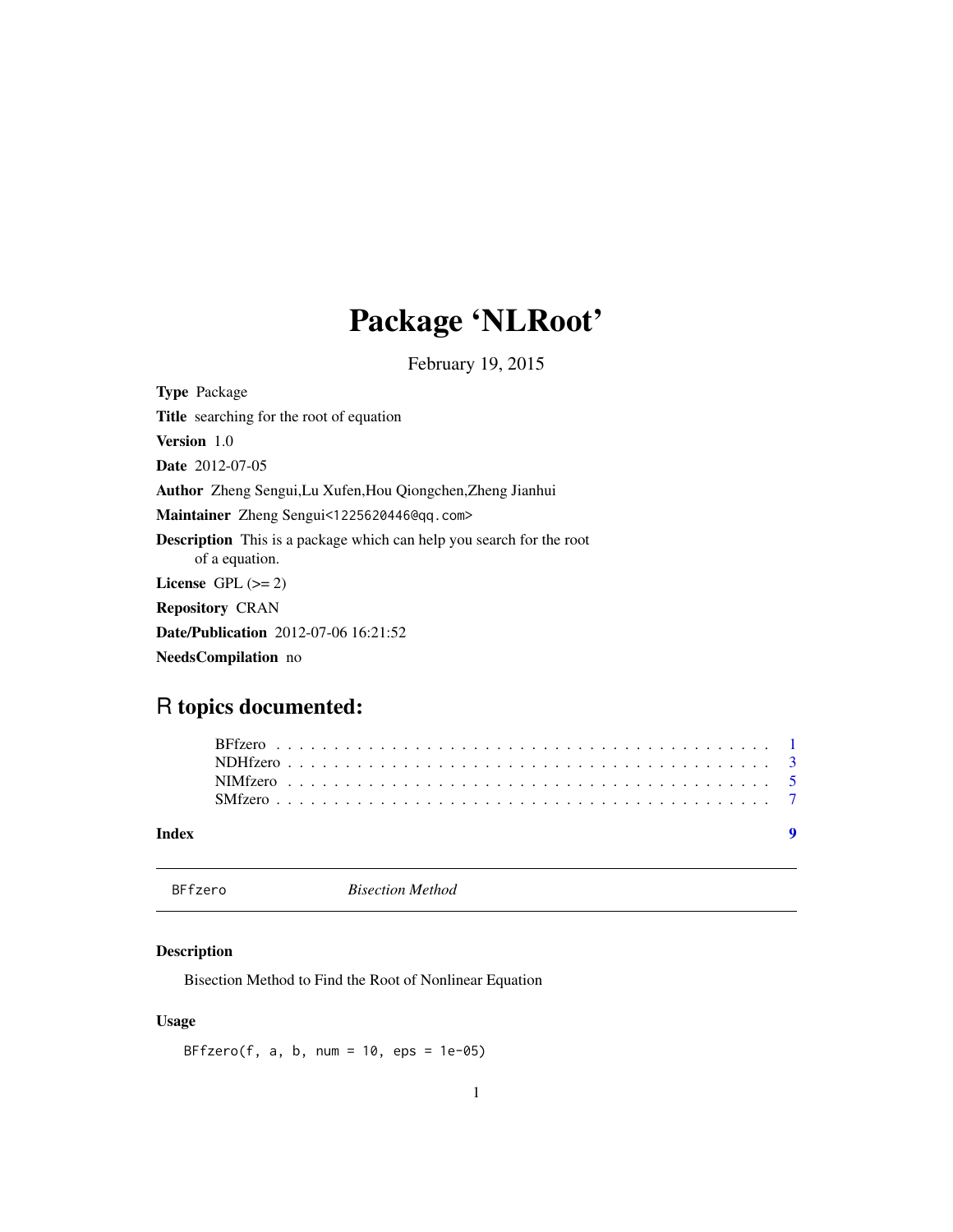# Package 'NLRoot'

February 19, 2015

**Type** Package

**Title** searching for the root of equation

**Version** 1.0

**Date** 2012-07-05

**Author** Zheng Sengui,Lu Xufen,Hou Qiongchen,Zheng Jianhui

**Maintainer** Zheng Sengui<1225620446@qq.com>

**Description** This is a package which can help you search for the root of a equation.

**License** GPL (>= 2)

**Repository** CRAN

**Date/Publication** 2012-07-06 16:21:52

**NeedsCompilation** no

## R topics documented:

- BFfzero . . . . . . . . . . . . . . . . . . . . . . . . . . . . . . . . . . . . . . . . . 1
- NDHfzero . . . . . . . . . . . . . . . . . . . . . . . . . . . . . . . . . . . . . . . . 3
- NIMfzero . . . . . . . . . . . . . . . . . . . . . . . . . . . . . . . . . . . . . . . . 5
- SMfzero . . . . . . . . . . . . . . . . . . . . . . . . . . . . . . . . . . . . . . . . . 7

**Index** 9

---

BFfzero *Bisection Method*

---

### Description

Bisection Method to Find the Root of Nonlinear Equation

### Usage

```
BFfzero(f, a, b, num = 10, eps = 1e-05)
```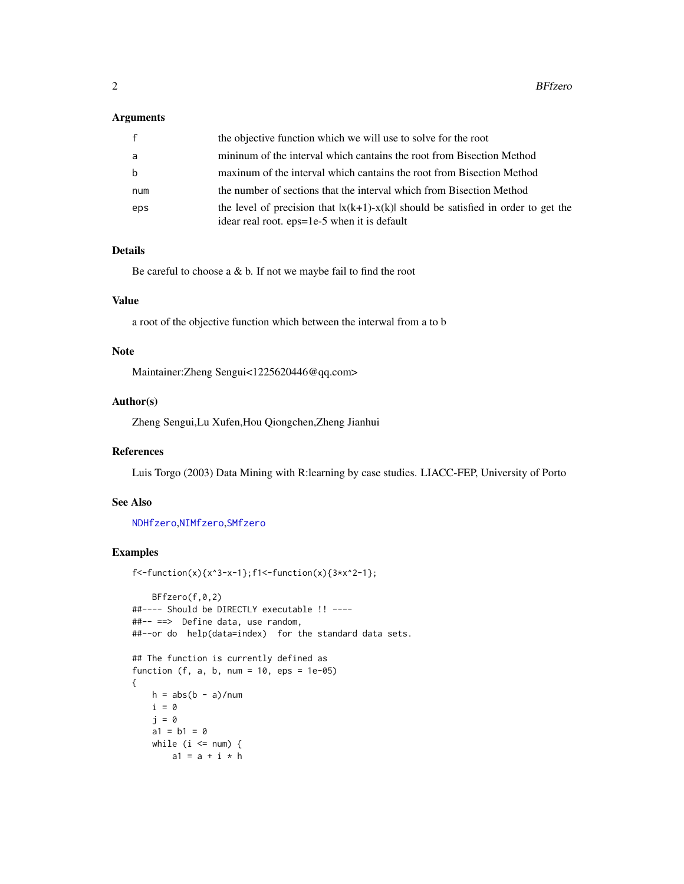### Arguments

| | |
|---|---|
| f | the objective function which we will use to solve for the root |
| a | mininum of the interval which cantains the root from Bisection Method |
| b | maxinum of the interval which cantains the root from Bisection Method |
| num | the number of sections that the interval which from Bisection Method |
| eps | the level of precision that $|x(k+1)-x(k)|$ should be satisfied in order to get the idear real root. eps=1e-5 when it is default |

### Details

Be careful to choose a & b. If not we maybe fail to find the root

### Value

a root of the objective function which between the interwal from a to b

### Note

Maintainer:Zheng Sengui<1225620446@qq.com>

### Author(s)

Zheng Sengui,Lu Xufen,Hou Qiongchen,Zheng Jianhui

### References

Luis Torgo (2003) Data Mining with R:learning by case studies. LIACC-FEP, University of Porto

### See Also

NDHfzero,NIMfzero,SMfzero

### Examples

```
f<-function(x){x^3-x-1};f1<-function(x){3*x^2-1};

    BFfzero(f,0,2)
##---- Should be DIRECTLY executable !! ----
##-- ==>  Define data, use random,
##--or do  help(data=index)  for the standard data sets.

## The function is currently defined as
function (f, a, b, num = 10, eps = 1e-05)
{
    h = abs(b - a)/num
    i = 0
    j = 0
    a1 = b1 = 0
    while (i <= num) {
        a1 = a + i * h
```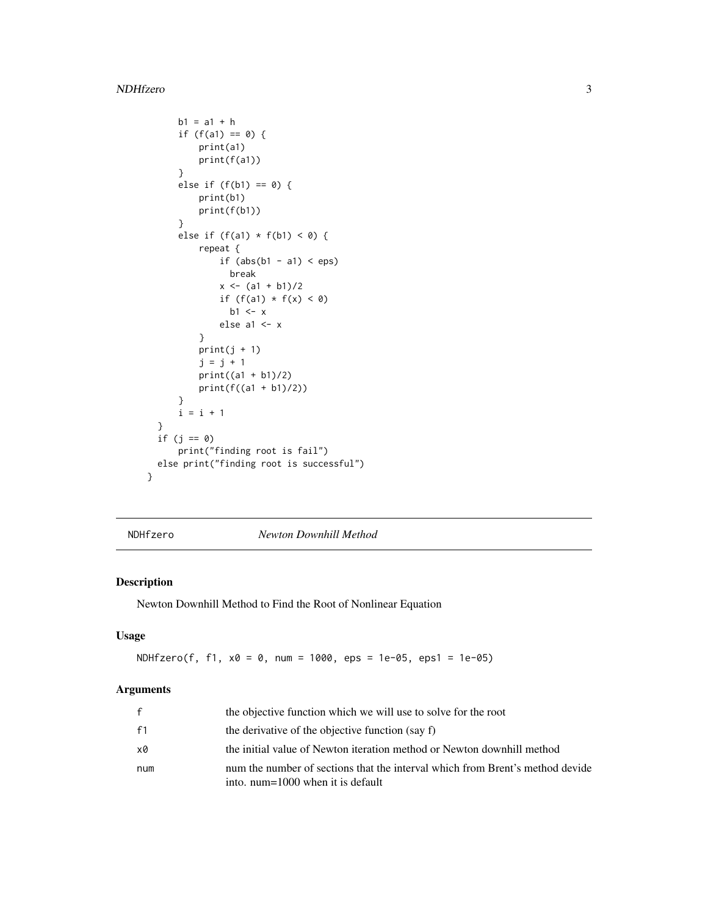```
        b1 = a1 + h
        if (f(a1) == 0) {
            print(a1)
            print(f(a1))
        }
        else if (f(b1) == 0) {
            print(b1)
            print(f(b1))
        }
        else if (f(a1) * f(b1) < 0) {
            repeat {
                if (abs(b1 - a1) < eps)
                  break
                x <- (a1 + b1)/2
                if (f(a1) * f(x) < 0)
                  b1 <- x
                else a1 <- x
            }
            print(j + 1)
            j = j + 1
            print((a1 + b1)/2)
            print(f((a1 + b1)/2))
        }
        i = i + 1
    }
    if (j == 0)
        print("finding root is fail")
    else print("finding root is successful")
  }
```

---

`NDHfzero` *Newton Downhill Method*

---

## Description

Newton Downhill Method to Find the Root of Nonlinear Equation

## Usage

```
NDHfzero(f, f1, x0 = 0, num = 1000, eps = 1e-05, eps1 = 1e-05)
```

## Arguments

| | |
|---|---|
| f | the objective function which we will use to solve for the root |
| f1 | the derivative of the objective function (say f) |
| x0 | the initial value of Newton iteration method or Newton downhill method |
| num | num the number of sections that the interval which from Brent's method devide into. num=1000 when it is default |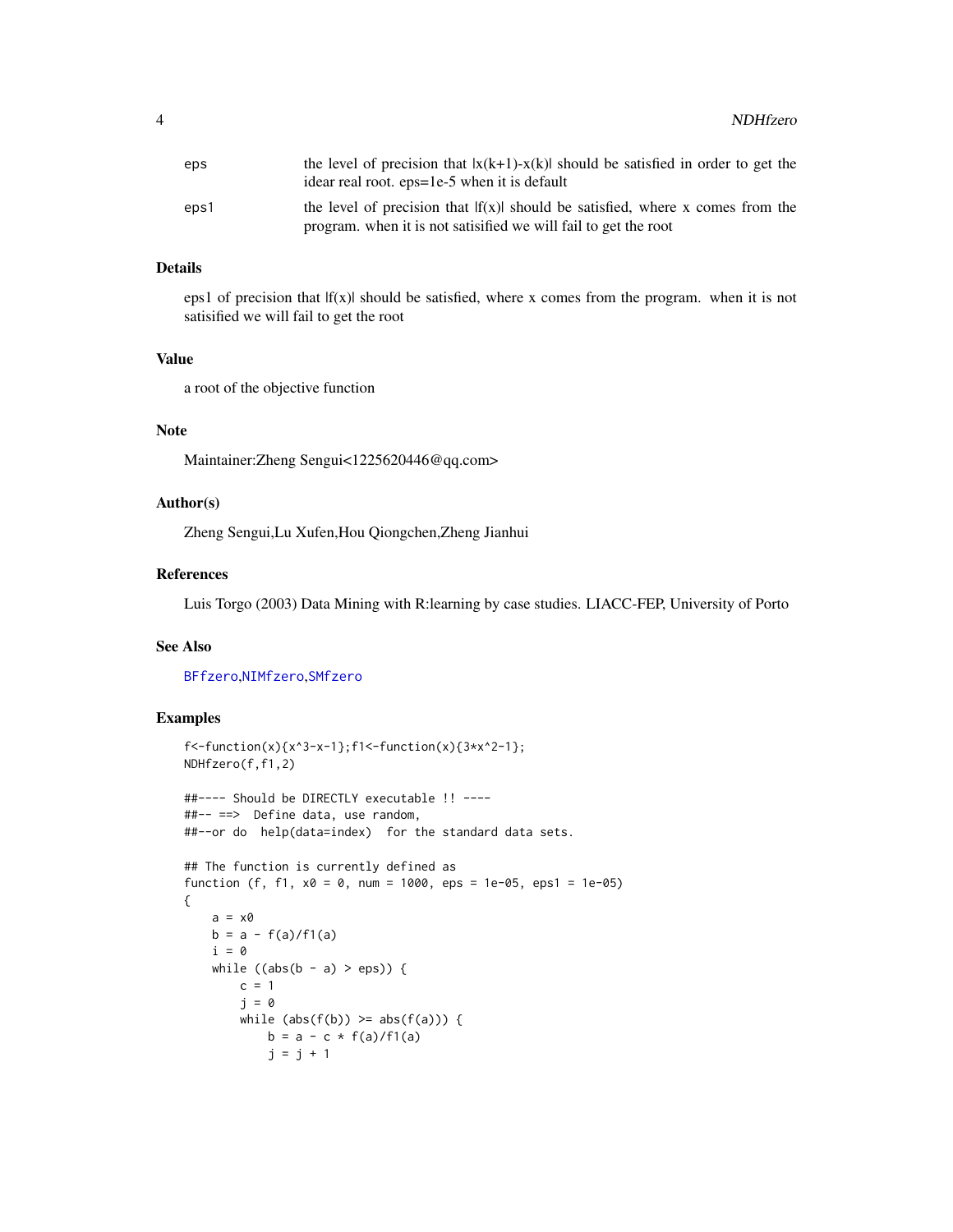| | |
|---|---|
| eps | the level of precision that $|x(k+1)-x(k)|$ should be satisfied in order to get the idear real root. eps=1e-5 when it is default |
| eps1 | the level of precision that $|f(x)|$ should be satisfied, where x comes from the program. when it is not satisified we will fail to get the root |

## Details

eps1 of precision that $|f(x)|$ should be satisfied, where x comes from the program. when it is not satisified we will fail to get the root

## Value

a root of the objective function

## Note

Maintainer:Zheng Sengui<1225620446@qq.com>

## Author(s)

Zheng Sengui,Lu Xufen,Hou Qiongchen,Zheng Jianhui

## References

Luis Torgo (2003) Data Mining with R:learning by case studies. LIACC-FEP, University of Porto

## See Also

BFfzero,NIMfzero,SMfzero

## Examples

```
f<-function(x){x^3-x-1};f1<-function(x){3*x^2-1};
NDHfzero(f,f1,2)

##---- Should be DIRECTLY executable !! ----
##-- ==>  Define data, use random,
##--or do  help(data=index)  for the standard data sets.

## The function is currently defined as
function (f, f1, x0 = 0, num = 1000, eps = 1e-05, eps1 = 1e-05)
{
    a = x0
    b = a - f(a)/f1(a)
    i = 0
    while ((abs(b - a) > eps)) {
        c = 1
        j = 0
        while (abs(f(b)) >= abs(f(a))) {
            b = a - c * f(a)/f1(a)
            j = j + 1
```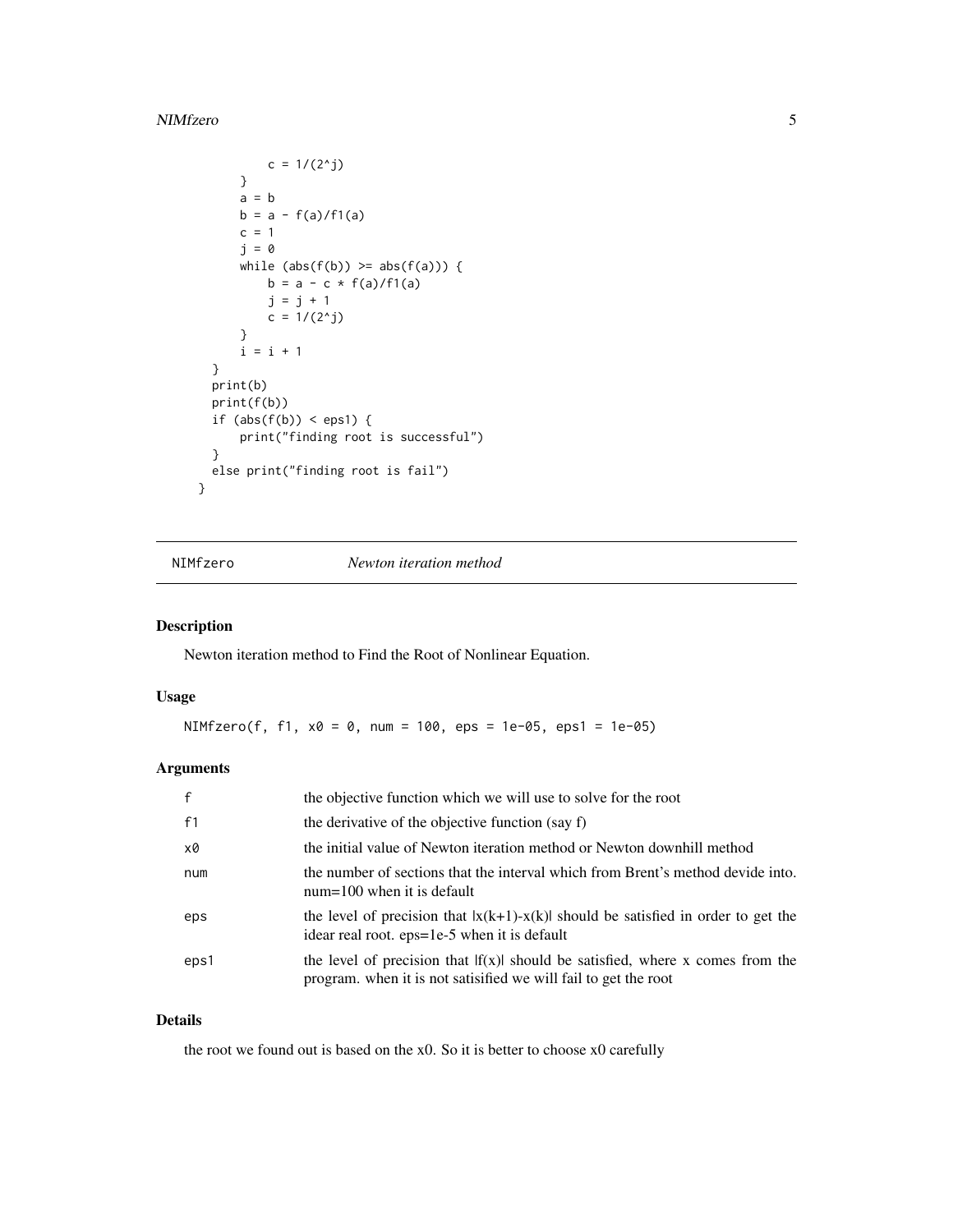```
            c = 1/(2^j)
        }
        a = b
        b = a - f(a)/f1(a)
        c = 1
        j = 0
        while (abs(f(b)) >= abs(f(a))) {
            b = a - c * f(a)/f1(a)
            j = j + 1
            c = 1/(2^j)
        }
        i = i + 1
    }
    print(b)
    print(f(b))
    if (abs(f(b)) < eps1) {
        print("finding root is successful")
    }
    else print("finding root is fail")
  }
```

## NIMfzero *Newton iteration method*

### Description

Newton iteration method to Find the Root of Nonlinear Equation.

### Usage

```
NIMfzero(f, f1, x0 = 0, num = 100, eps = 1e-05, eps1 = 1e-05)
```

### Arguments

| | |
|---|---|
| f | the objective function which we will use to solve for the root |
| f1 | the derivative of the objective function (say f) |
| x0 | the initial value of Newton iteration method or Newton downhill method |
| num | the number of sections that the interval which from Brent's method devide into. num=100 when it is default |
| eps | the level of precision that \|x(k+1)-x(k)\| should be satisfied in order to get the idear real root. eps=1e-5 when it is default |
| eps1 | the level of precision that \|f(x)\| should be satisfied, where x comes from the program. when it is not satisified we will fail to get the root |

### Details

the root we found out is based on the x0. So it is better to choose x0 carefully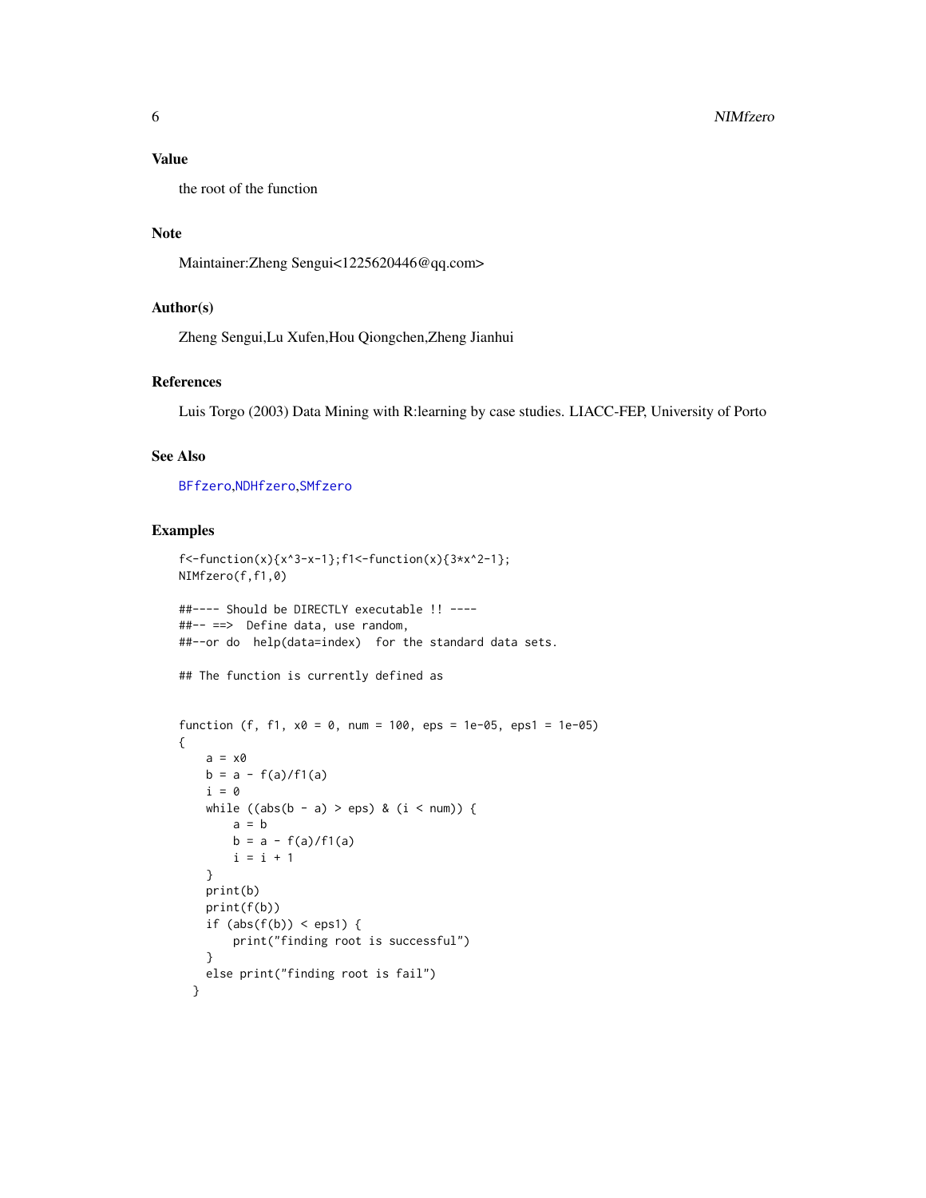## Value

the root of the function

## Note

Maintainer:Zheng Sengui<1225620446@qq.com>

## Author(s)

Zheng Sengui,Lu Xufen,Hou Qiongchen,Zheng Jianhui

## References

Luis Torgo (2003) Data Mining with R:learning by case studies. LIACC-FEP, University of Porto

## See Also

BFfzero,NDHfzero,SMfzero

## Examples

```
f<-function(x){x^3-x-1};f1<-function(x){3*x^2-1};
NIMfzero(f,f1,0)

##---- Should be DIRECTLY executable !! ----
##-- ==>  Define data, use random,
##--or do  help(data=index)  for the standard data sets.

## The function is currently defined as


function (f, f1, x0 = 0, num = 100, eps = 1e-05, eps1 = 1e-05)
{
    a = x0
    b = a - f(a)/f1(a)
    i = 0
    while ((abs(b - a) > eps) & (i < num)) {
        a = b
        b = a - f(a)/f1(a)
        i = i + 1
    }
    print(b)
    print(f(b))
    if (abs(f(b)) < eps1) {
        print("finding root is successful")
    }
    else print("finding root is fail")
  }
```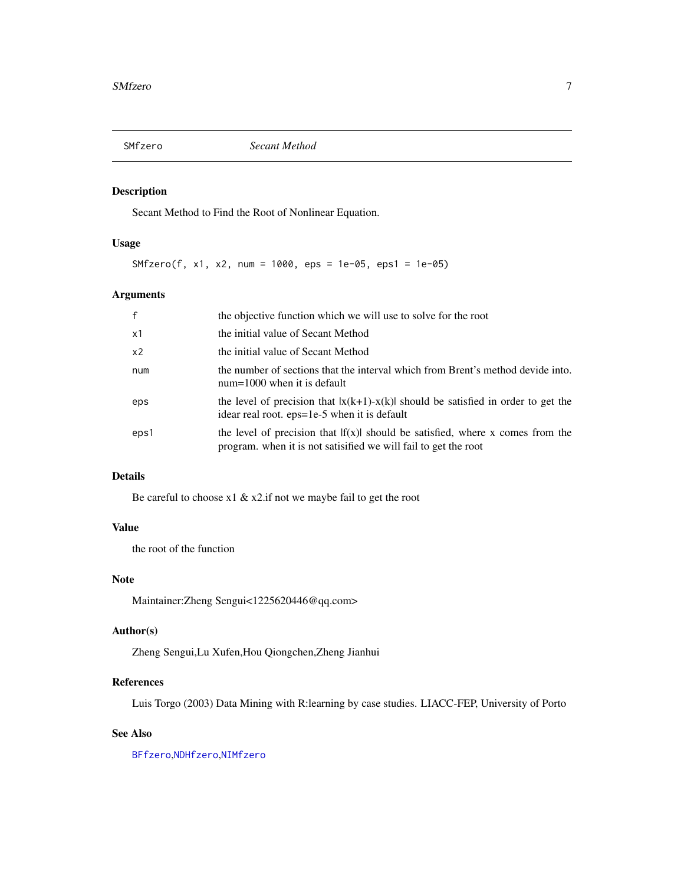## SMfzero *Secant Method*

### Description

Secant Method to Find the Root of Nonlinear Equation.

### Usage

```
SMfzero(f, x1, x2, num = 1000, eps = 1e-05, eps1 = 1e-05)
```

### Arguments

| | |
|---|---|
| f | the objective function which we will use to solve for the root |
| x1 | the initial value of Secant Method |
| x2 | the initial value of Secant Method |
| num | the number of sections that the interval which from Brent's method devide into. num=1000 when it is default |
| eps | the level of precision that $\|x(k+1)-x(k)\|$ should be satisfied in order to get the idear real root. eps=1e-5 when it is default |
| eps1 | the level of precision that $\|f(x)\|$ should be satisfied, where x comes from the program. when it is not satisified we will fail to get the root |

### Details

Be careful to choose x1 & x2.if not we maybe fail to get the root

### Value

the root of the function

### Note

Maintainer:Zheng Sengui<1225620446@qq.com>

### Author(s)

Zheng Sengui,Lu Xufen,Hou Qiongchen,Zheng Jianhui

### References

Luis Torgo (2003) Data Mining with R:learning by case studies. LIACC-FEP, University of Porto

### See Also

BFfzero,NDHfzero,NIMfzero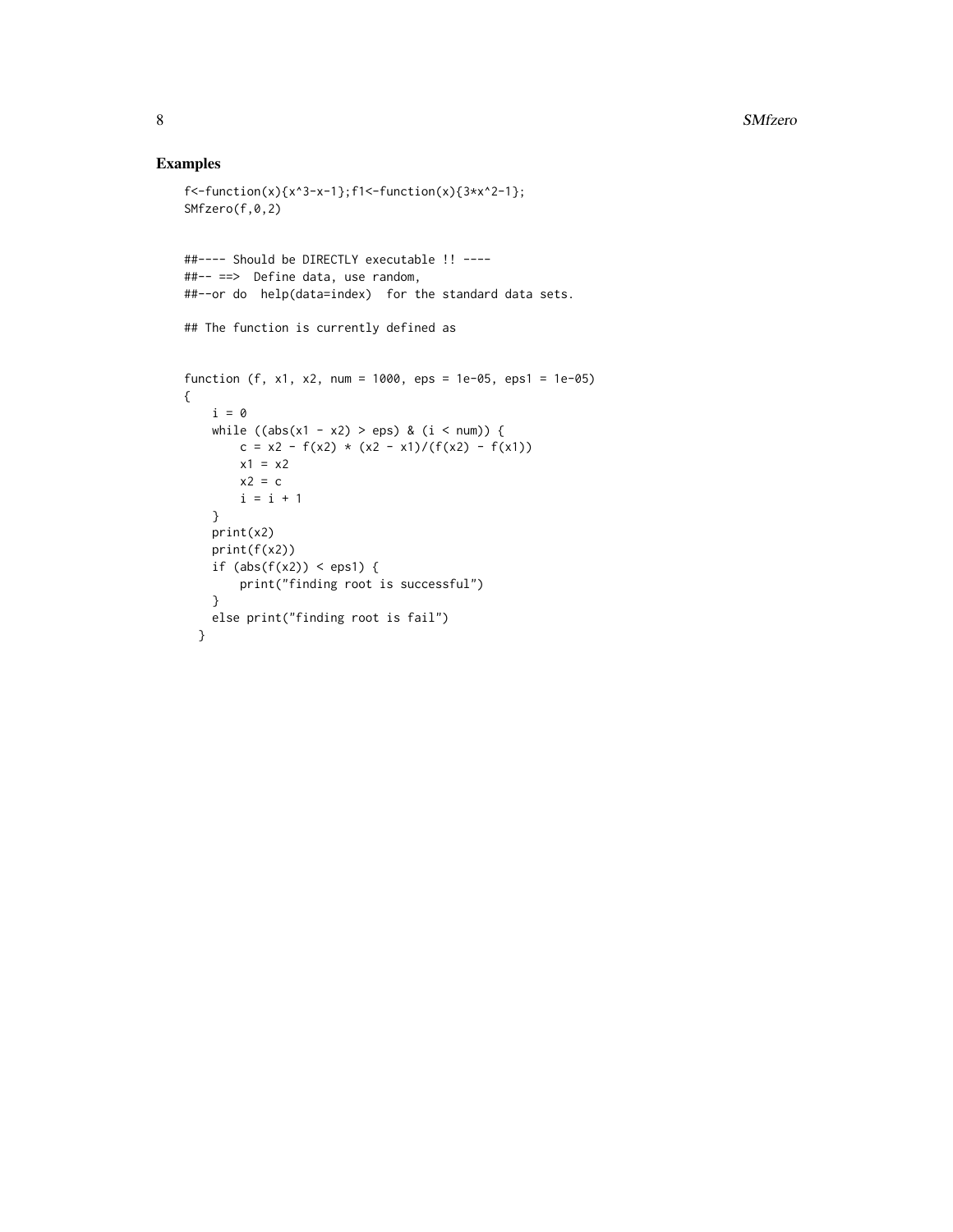## Examples

```
f<-function(x){x^3-x-1};f1<-function(x){3*x^2-1};
SMfzero(f,0,2)


##---- Should be DIRECTLY executable !! ----
##-- ==>  Define data, use random,
##--or do  help(data=index)  for the standard data sets.

## The function is currently defined as


function (f, x1, x2, num = 1000, eps = 1e-05, eps1 = 1e-05)
{
    i = 0
    while ((abs(x1 - x2) > eps) & (i < num)) {
        c = x2 - f(x2) * (x2 - x1)/(f(x2) - f(x1))
        x1 = x2
        x2 = c
        i = i + 1
    }
    print(x2)
    print(f(x2))
    if (abs(f(x2)) < eps1) {
        print("finding root is successful")
    }
    else print("finding root is fail")
  }
```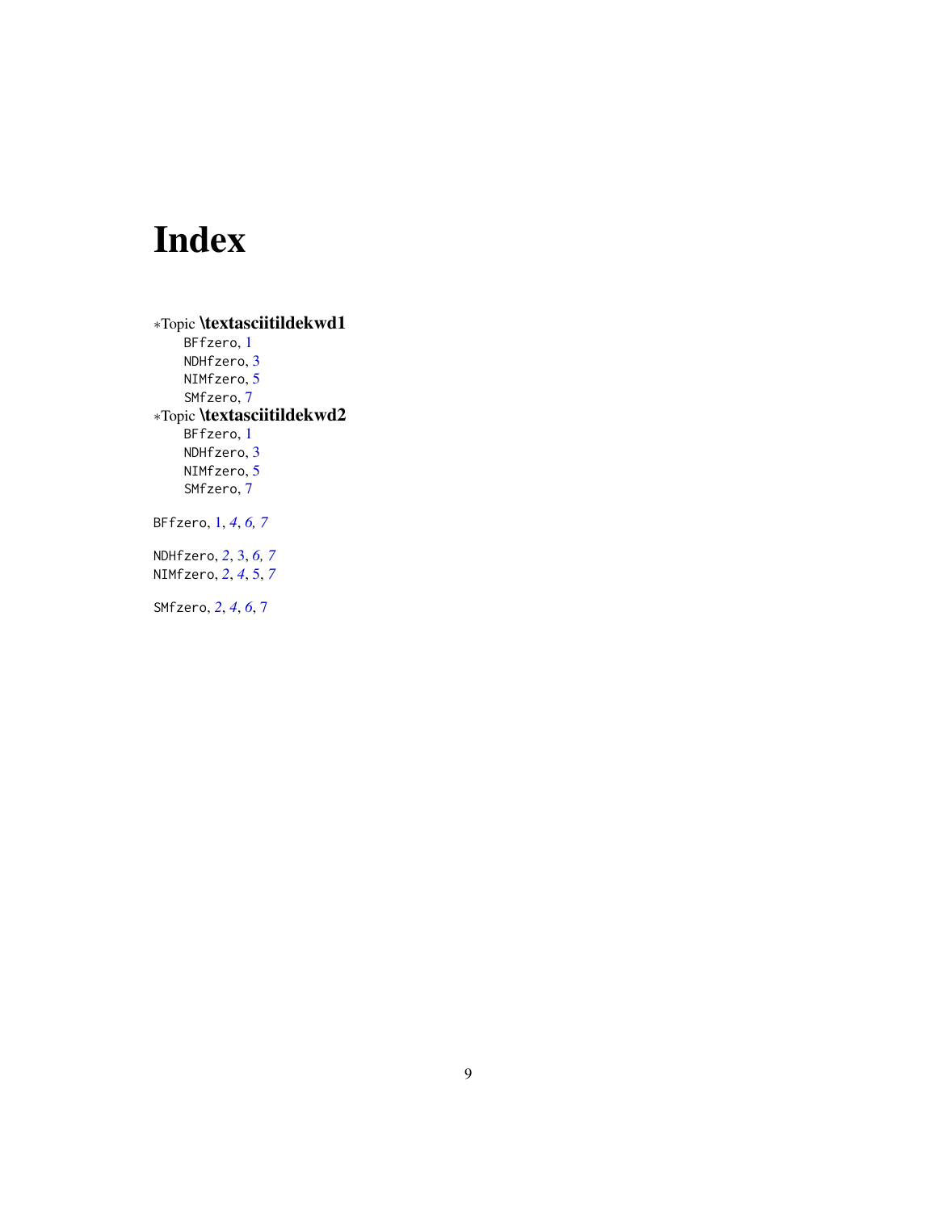# Index

*Topic **\textasciitildekwd1**
  BFfzero, 1
  NDHfzero, 3
  NIMfzero, 5
  SMfzero, 7
*Topic **\textasciitildekwd2**
  BFfzero, 1
  NDHfzero, 3
  NIMfzero, 5
  SMfzero, 7

BFfzero, 1, *4*, *6, 7*

NDHfzero, *2*, 3, *6, 7*
NIMfzero, *2*, *4*, 5, *7*

SMfzero, *2*, *4*, *6*, 7